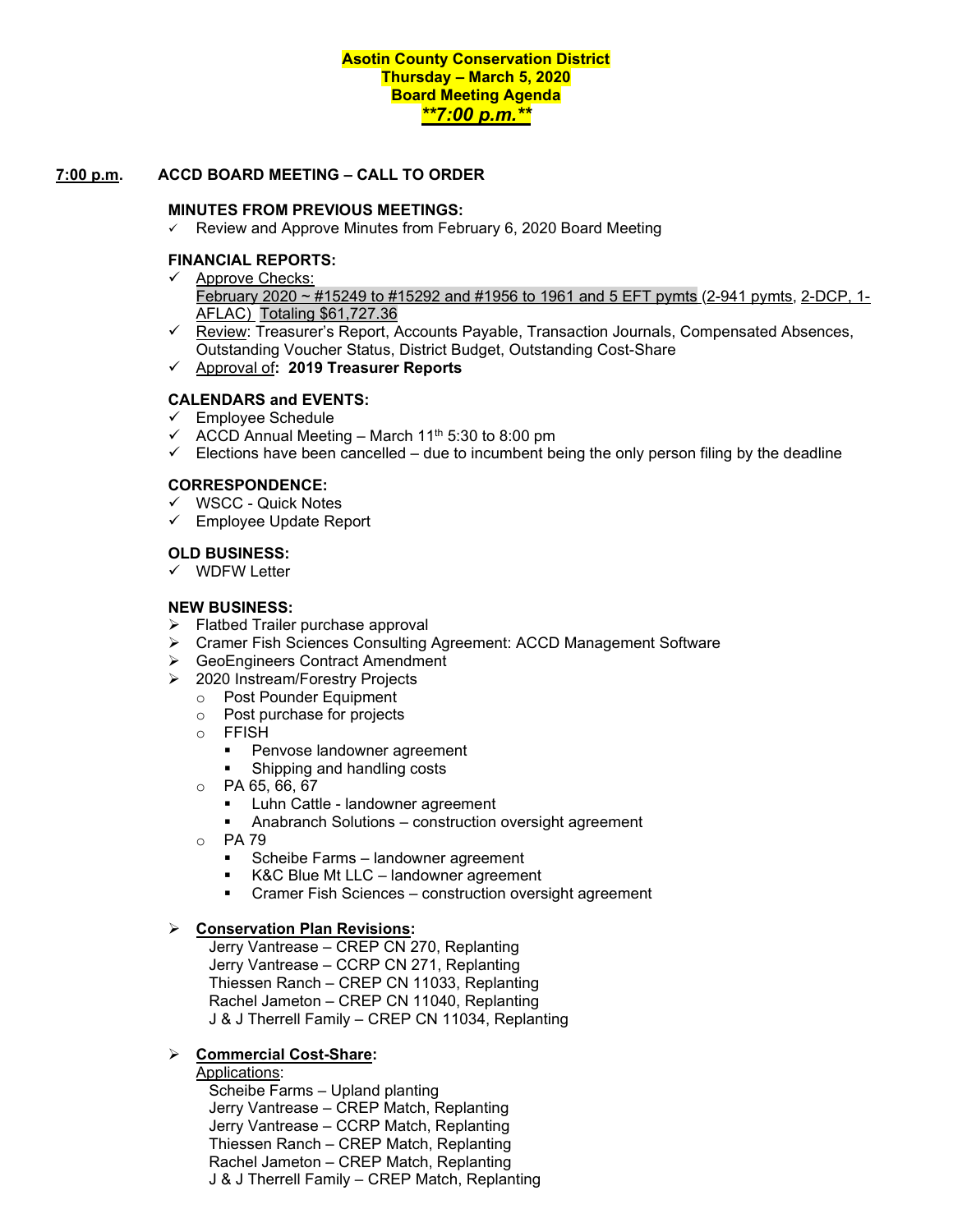**Asotin County Conservation District**
**Thursday – March 5, 2020**
**Board Meeting Agenda**
***\*\*7:00 p.m.\*\****

**7:00 p.m.** **ACCD BOARD MEETING – CALL TO ORDER**

**MINUTES FROM PREVIOUS MEETINGS:**

- ✓ Review and Approve Minutes from February 6, 2020 Board Meeting

**FINANCIAL REPORTS:**

- ✓ Approve Checks:
  February 2020 ~ #15249 to #15292 and #1956 to 1961 and 5 EFT pymts (2-941 pymts, 2-DCP, 1-AFLAC) Totaling $61,727.36
- ✓ Review: Treasurer's Report, Accounts Payable, Transaction Journals, Compensated Absences, Outstanding Voucher Status, District Budget, Outstanding Cost-Share
- ✓ Approval of**: 2019 Treasurer Reports**

**CALENDARS and EVENTS:**

- ✓ Employee Schedule
- ✓ ACCD Annual Meeting – March 11th 5:30 to 8:00 pm
- ✓ Elections have been cancelled – due to incumbent being the only person filing by the deadline

**CORRESPONDENCE:**

- ✓ WSCC - Quick Notes
- ✓ Employee Update Report

**OLD BUSINESS:**

- ✓ WDFW Letter

**NEW BUSINESS:**

- Flatbed Trailer purchase approval
- Cramer Fish Sciences Consulting Agreement: ACCD Management Software
- GeoEngineers Contract Amendment
- 2020 Instream/Forestry Projects
  - Post Pounder Equipment
  - Post purchase for projects
  - FFISH
    - Penvose landowner agreement
    - Shipping and handling costs
  - PA 65, 66, 67
    - Luhn Cattle - landowner agreement
    - Anabranch Solutions – construction oversight agreement
  - PA 79
    - Scheibe Farms – landowner agreement
    - K&C Blue Mt LLC – landowner agreement
    - Cramer Fish Sciences – construction oversight agreement

- **Conservation Plan Revisions:**
  Jerry Vantrease – CREP CN 270, Replanting
  Jerry Vantrease – CCRP CN 271, Replanting
  Thiessen Ranch – CREP CN 11033, Replanting
  Rachel Jameton – CREP CN 11040, Replanting
  J & J Therrell Family – CREP CN 11034, Replanting

- **Commercial Cost-Share:**
  Applications:
  Scheibe Farms – Upland planting
  Jerry Vantrease – CREP Match, Replanting
  Jerry Vantrease – CCRP Match, Replanting
  Thiessen Ranch – CREP Match, Replanting
  Rachel Jameton – CREP Match, Replanting
  J & J Therrell Family – CREP Match, Replanting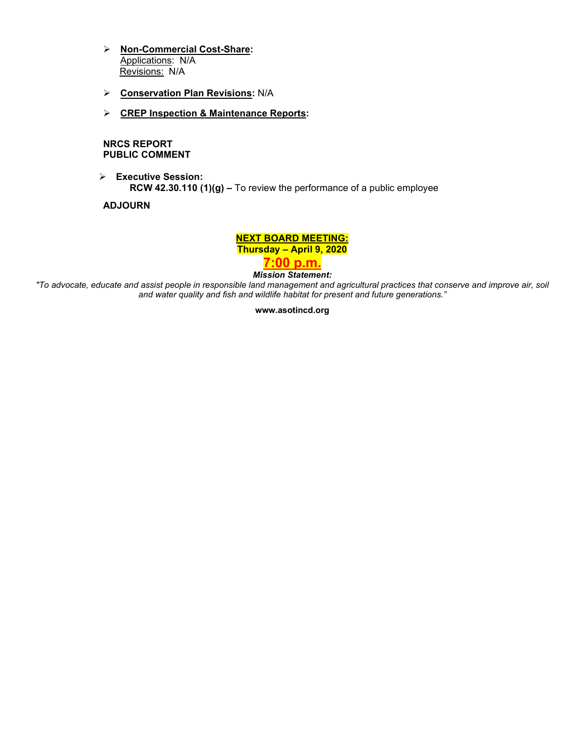- **Non-Commercial Cost-Share:**
  Applications: N/A
  Revisions: N/A

- **Conservation Plan Revisions:** N/A

- **CREP Inspection & Maintenance Reports:**

**NRCS REPORT**
**PUBLIC COMMENT**

- **Executive Session:**
  **RCW 42.30.110 (1)(g) –** To review the performance of a public employee

**ADJOURN**

**NEXT BOARD MEETING:**
**Thursday – April 9, 2020**
**7:00 p.m.**

***Mission Statement:***

*"To advocate, educate and assist people in responsible land management and agricultural practices that conserve and improve air, soil and water quality and fish and wildlife habitat for present and future generations."*

**www.asotincd.org**